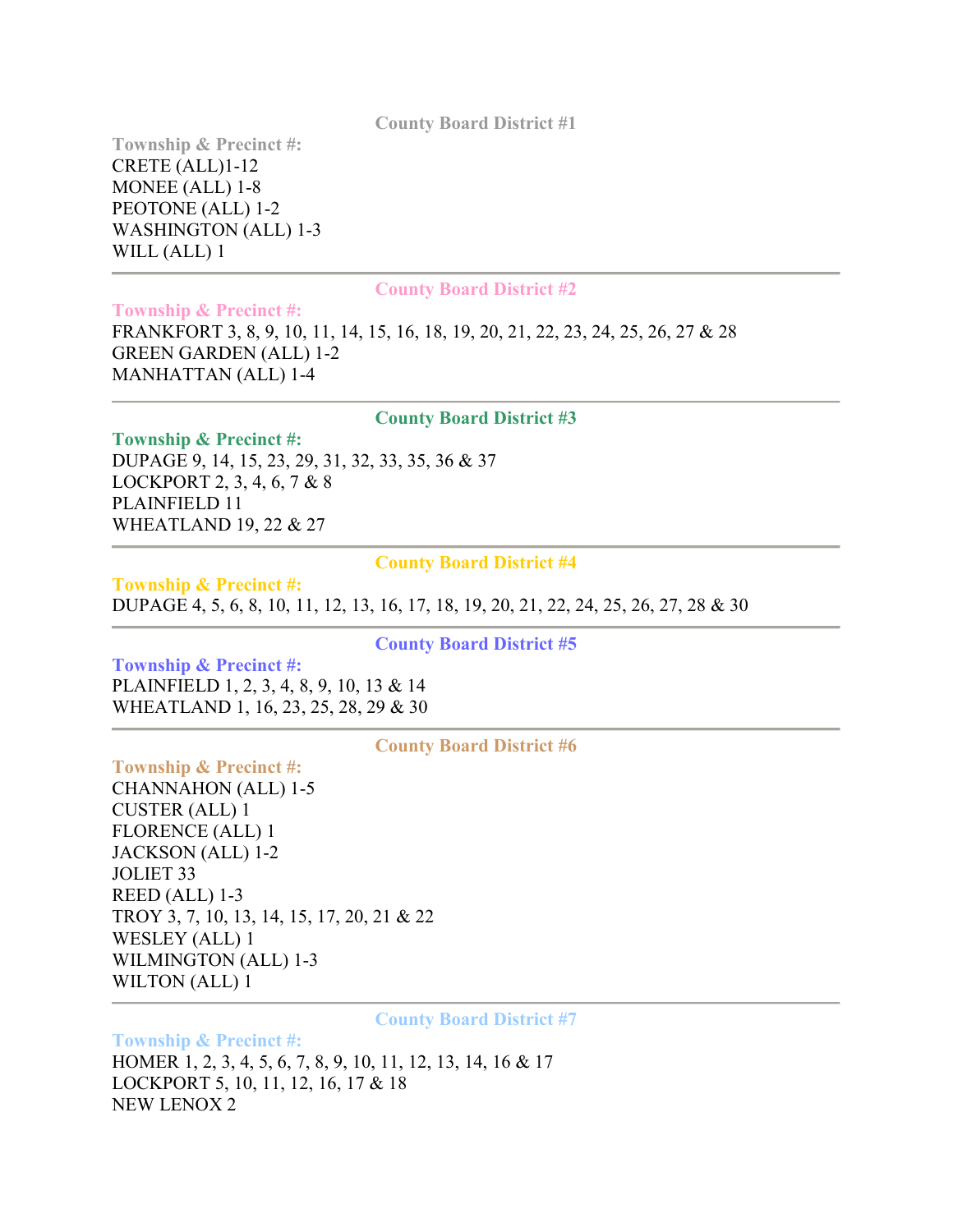## County Board District #1

**Township & Precinct #:**

CRETE (ALL)1-12
MONEE (ALL) 1-8
PEOTONE (ALL) 1-2
WASHINGTON (ALL) 1-3
WILL (ALL) 1

---

## County Board District #2

**Township & Precinct #:**

FRANKFORT 3, 8, 9, 10, 11, 14, 15, 16, 18, 19, 20, 21, 22, 23, 24, 25, 26, 27 & 28
GREEN GARDEN (ALL) 1-2
MANHATTAN (ALL) 1-4

---

## County Board District #3

**Township & Precinct #:**

DUPAGE 9, 14, 15, 23, 29, 31, 32, 33, 35, 36 & 37
LOCKPORT 2, 3, 4, 6, 7 & 8
PLAINFIELD 11
WHEATLAND 19, 22 & 27

---

## County Board District #4

**Township & Precinct #:**

DUPAGE 4, 5, 6, 8, 10, 11, 12, 13, 16, 17, 18, 19, 20, 21, 22, 24, 25, 26, 27, 28 & 30

---

## County Board District #5

**Township & Precinct #:**

PLAINFIELD 1, 2, 3, 4, 8, 9, 10, 13 & 14
WHEATLAND 1, 16, 23, 25, 28, 29 & 30

---

## County Board District #6

**Township & Precinct #:**

CHANNAHON (ALL) 1-5
CUSTER (ALL) 1
FLORENCE (ALL) 1
JACKSON (ALL) 1-2
JOLIET 33
REED (ALL) 1-3
TROY 3, 7, 10, 13, 14, 15, 17, 20, 21 & 22
WESLEY (ALL) 1
WILMINGTON (ALL) 1-3
WILTON (ALL) 1

---

## County Board District #7

**Township & Precinct #:**

HOMER 1, 2, 3, 4, 5, 6, 7, 8, 9, 10, 11, 12, 13, 14, 16 & 17
LOCKPORT 5, 10, 11, 12, 16, 17 & 18
NEW LENOX 2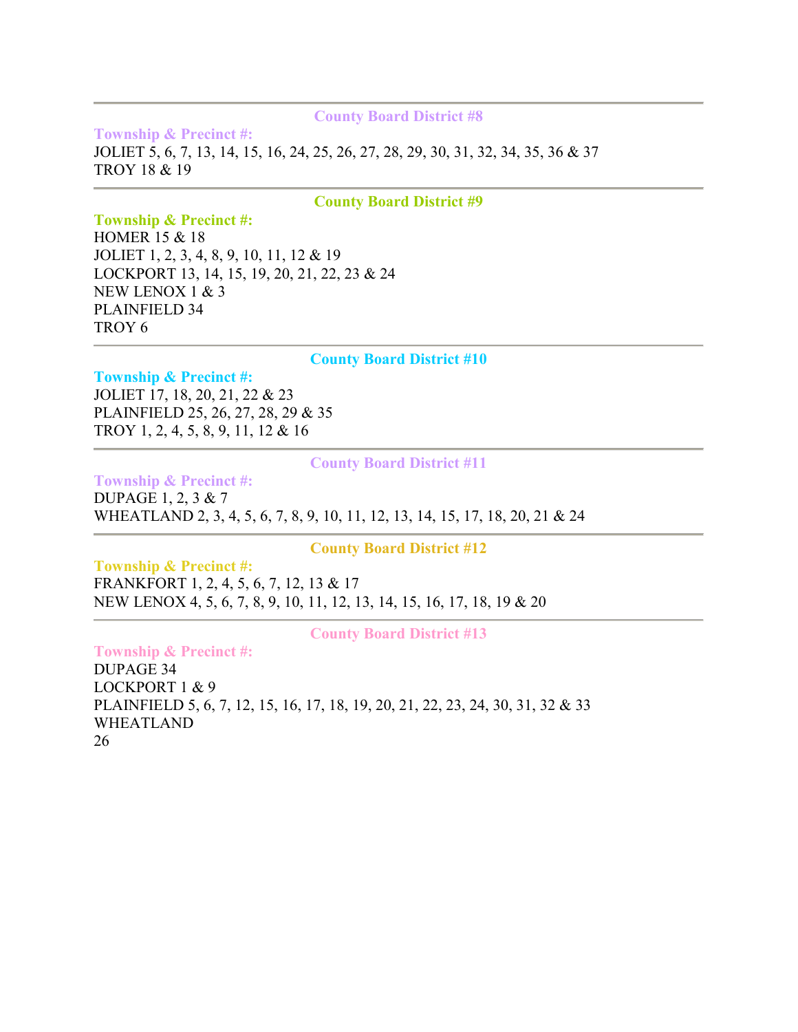---

## County Board District #8

**Township & Precinct #:**

JOLIET 5, 6, 7, 13, 14, 15, 16, 24, 25, 26, 27, 28, 29, 30, 31, 32, 34, 35, 36 & 37
TROY 18 & 19

---

## County Board District #9

**Township & Precinct #:**

HOMER 15 & 18
JOLIET 1, 2, 3, 4, 8, 9, 10, 11, 12 & 19
LOCKPORT 13, 14, 15, 19, 20, 21, 22, 23 & 24
NEW LENOX 1 & 3
PLAINFIELD 34
TROY 6

---

## County Board District #10

**Township & Precinct #:**

JOLIET 17, 18, 20, 21, 22 & 23
PLAINFIELD 25, 26, 27, 28, 29 & 35
TROY 1, 2, 4, 5, 8, 9, 11, 12 & 16

---

## County Board District #11

**Township & Precinct #:**

DUPAGE 1, 2, 3 & 7
WHEATLAND 2, 3, 4, 5, 6, 7, 8, 9, 10, 11, 12, 13, 14, 15, 17, 18, 20, 21 & 24

---

## County Board District #12

**Township & Precinct #:**

FRANKFORT 1, 2, 4, 5, 6, 7, 12, 13 & 17
NEW LENOX 4, 5, 6, 7, 8, 9, 10, 11, 12, 13, 14, 15, 16, 17, 18, 19 & 20

---

## County Board District #13

**Township & Precinct #:**

DUPAGE 34
LOCKPORT 1 & 9
PLAINFIELD 5, 6, 7, 12, 15, 16, 17, 18, 19, 20, 21, 22, 23, 24, 30, 31, 32 & 33
WHEATLAND
26